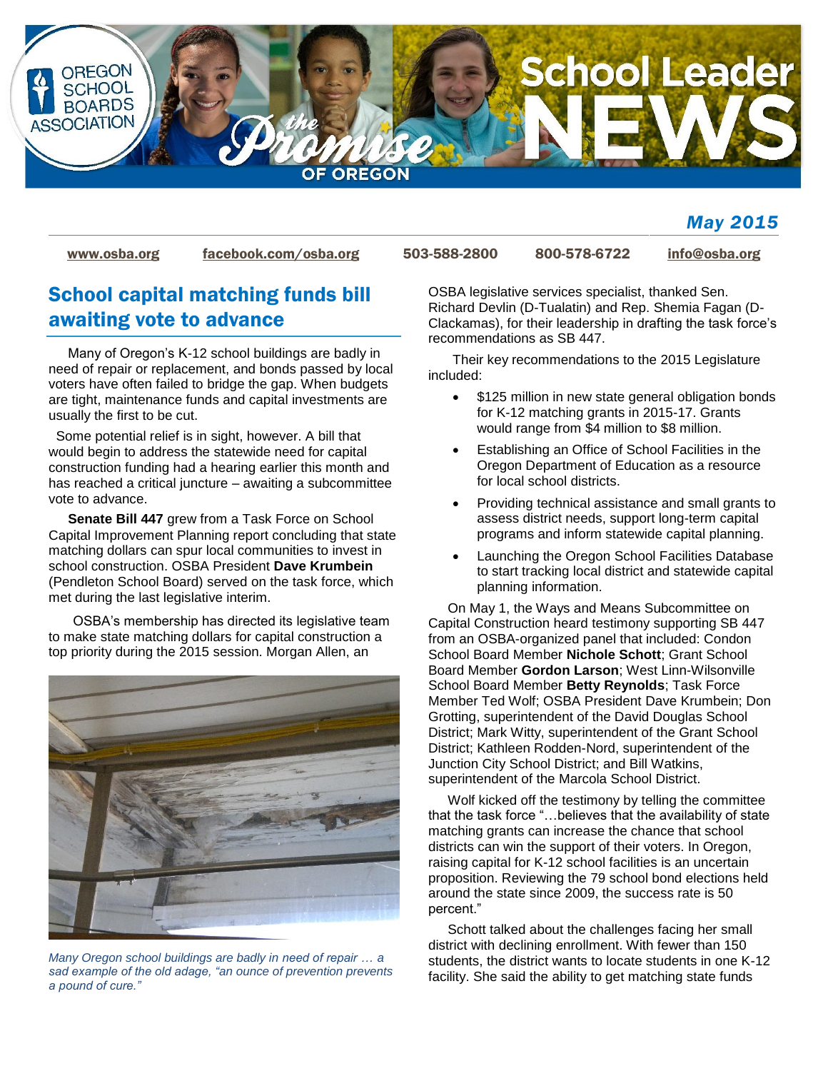# School Leader NEWS

OREGON SCHOOL BOARDS ASSOCIATION

the Promise OF OREGON

*May 2015*

www.osba.org | facebook.com/osba.org | 503-588-2800 | 800-578-6722 | info@osba.org

## School capital matching funds bill awaiting vote to advance

Many of Oregon's K-12 school buildings are badly in need of repair or replacement, and bonds passed by local voters have often failed to bridge the gap. When budgets are tight, maintenance funds and capital investments are usually the first to be cut.

Some potential relief is in sight, however. A bill that would begin to address the statewide need for capital construction funding had a hearing earlier this month and has reached a critical juncture – awaiting a subcommittee vote to advance.

**Senate Bill 447** grew from a Task Force on School Capital Improvement Planning report concluding that state matching dollars can spur local communities to invest in school construction. OSBA President **Dave Krumbein** (Pendleton School Board) served on the task force, which met during the last legislative interim.

OSBA's membership has directed its legislative team to make state matching dollars for capital construction a top priority during the 2015 session. Morgan Allen, an OSBA legislative services specialist, thanked Sen. Richard Devlin (D-Tualatin) and Rep. Shemia Fagan (D-Clackamas), for their leadership in drafting the task force's recommendations as SB 447.

*Many Oregon school buildings are badly in need of repair … a sad example of the old adage, "an ounce of prevention prevents a pound of cure."*

Their key recommendations to the 2015 Legislature included:

- $125 million in new state general obligation bonds for K-12 matching grants in 2015-17. Grants would range from $4 million to $8 million.
- Establishing an Office of School Facilities in the Oregon Department of Education as a resource for local school districts.
- Providing technical assistance and small grants to assess district needs, support long-term capital programs and inform statewide capital planning.
- Launching the Oregon School Facilities Database to start tracking local district and statewide capital planning information.

On May 1, the Ways and Means Subcommittee on Capital Construction heard testimony supporting SB 447 from an OSBA-organized panel that included: Condon School Board Member **Nichole Schott**; Grant School Board Member **Gordon Larson**; West Linn-Wilsonville School Board Member **Betty Reynolds**; Task Force Member Ted Wolf; OSBA President Dave Krumbein; Don Grotting, superintendent of the David Douglas School District; Mark Witty, superintendent of the Grant School District; Kathleen Rodden-Nord, superintendent of the Junction City School District; and Bill Watkins, superintendent of the Marcola School District.

Wolf kicked off the testimony by telling the committee that the task force "…believes that the availability of state matching grants can increase the chance that school districts can win the support of their voters. In Oregon, raising capital for K-12 school facilities is an uncertain proposition. Reviewing the 79 school bond elections held around the state since 2009, the success rate is 50 percent."

Schott talked about the challenges facing her small district with declining enrollment. With fewer than 150 students, the district wants to locate students in one K-12 facility. She said the ability to get matching state funds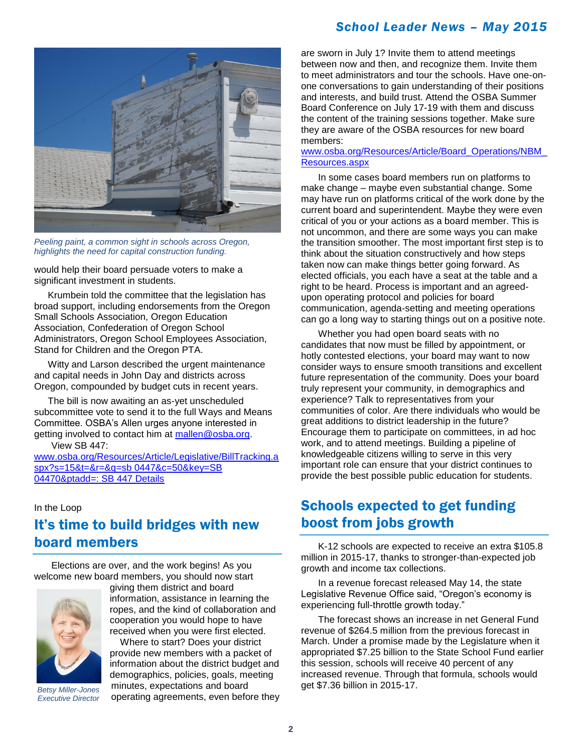*Peeling paint, a common sight in schools across Oregon, highlights the need for capital construction funding.*

would help their board persuade voters to make a significant investment in students.

Krumbein told the committee that the legislation has broad support, including endorsements from the Oregon Small Schools Association, Oregon Education Association, Confederation of Oregon School Administrators, Oregon School Employees Association, Stand for Children and the Oregon PTA.

Witty and Larson described the urgent maintenance and capital needs in John Day and districts across Oregon, compounded by budget cuts in recent years.

The bill is now awaiting an as-yet unscheduled subcommittee vote to send it to the full Ways and Means Committee. OSBA's Allen urges anyone interested in getting involved to contact him at mallen@osba.org.

View SB 447: www.osba.org/Resources/Article/Legislative/BillTracking.aspx?s=15&t=&r=&q=sb 0447&c=50&key=SB 04470&ptadd=: SB 447 Details

In the Loop

## It's time to build bridges with new board members

*Betsy Miller-Jones*
*Executive Director*

Elections are over, and the work begins! As you welcome new board members, you should now start giving them district and board information, assistance in learning the ropes, and the kind of collaboration and cooperation you would hope to have received when you were first elected.

Where to start? Does your district provide new members with a packet of information about the district budget and demographics, policies, goals, meeting minutes, expectations and board operating agreements, even before they are sworn in July 1? Invite them to attend meetings between now and then, and recognize them. Invite them to meet administrators and tour the schools. Have one-on-one conversations to gain understanding of their positions and interests, and build trust. Attend the OSBA Summer Board Conference on July 17-19 with them and discuss the content of the training sessions together. Make sure they are aware of the OSBA resources for new board members: www.osba.org/Resources/Article/Board_Operations/NBM_Resources.aspx

In some cases board members run on platforms to make change – maybe even substantial change. Some may have run on platforms critical of the work done by the current board and superintendent. Maybe they were even critical of you or your actions as a board member. This is not uncommon, and there are some ways you can make the transition smoother. The most important first step is to think about the situation constructively and how steps taken now can make things better going forward. As elected officials, you each have a seat at the table and a right to be heard. Process is important and an agreed-upon operating protocol and policies for board communication, agenda-setting and meeting operations can go a long way to starting things out on a positive note.

Whether you had open board seats with no candidates that now must be filled by appointment, or hotly contested elections, your board may want to now consider ways to ensure smooth transitions and excellent future representation of the community. Does your board truly represent your community, in demographics and experience? Talk to representatives from your communities of color. Are there individuals who would be great additions to district leadership in the future? Encourage them to participate on committees, in ad hoc work, and to attend meetings. Building a pipeline of knowledgeable citizens willing to serve in this very important role can ensure that your district continues to provide the best possible public education for students.

## Schools expected to get funding boost from jobs growth

K-12 schools are expected to receive an extra $105.8 million in 2015-17, thanks to stronger-than-expected job growth and income tax collections.

In a revenue forecast released May 14, the state Legislative Revenue Office said, "Oregon's economy is experiencing full-throttle growth today."

The forecast shows an increase in net General Fund revenue of $264.5 million from the previous forecast in March. Under a promise made by the Legislature when it appropriated $7.25 billion to the State School Fund earlier this session, schools will receive 40 percent of any increased revenue. Through that formula, schools would get $7.36 billion in 2015-17.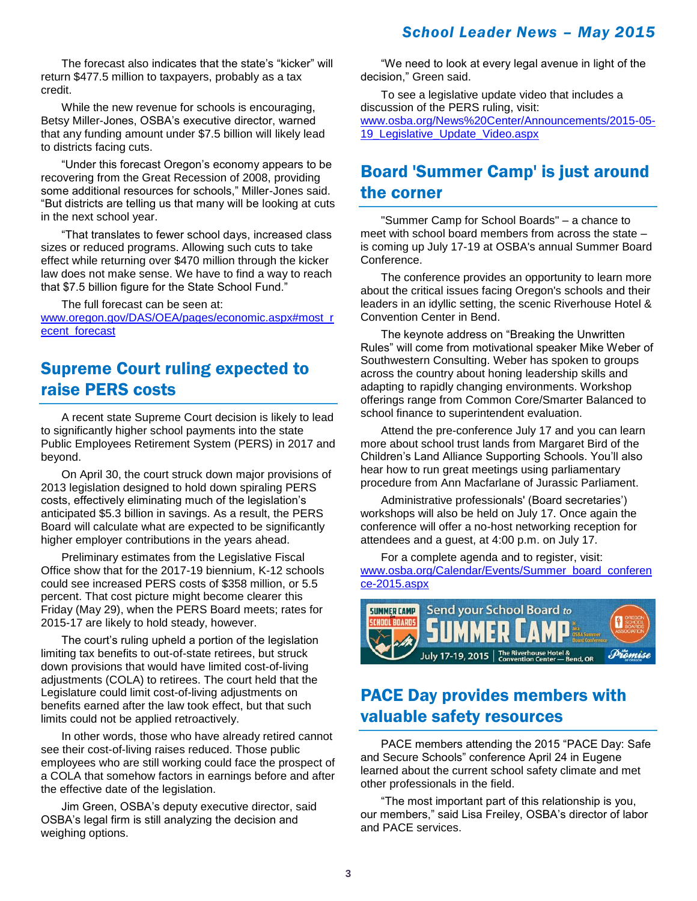The forecast also indicates that the state's "kicker" will return $477.5 million to taxpayers, probably as a tax credit.

While the new revenue for schools is encouraging, Betsy Miller-Jones, OSBA's executive director, warned that any funding amount under $7.5 billion will likely lead to districts facing cuts.

"Under this forecast Oregon's economy appears to be recovering from the Great Recession of 2008, providing some additional resources for schools," Miller-Jones said. "But districts are telling us that many will be looking at cuts in the next school year.

"That translates to fewer school days, increased class sizes or reduced programs. Allowing such cuts to take effect while returning over $470 million through the kicker law does not make sense. We have to find a way to reach that $7.5 billion figure for the State School Fund."

The full forecast can be seen at: [www.oregon.gov/DAS/OEA/pages/economic.aspx#most_recent_forecast](www.oregon.gov/DAS/OEA/pages/economic.aspx#most_recent_forecast)

## Supreme Court ruling expected to raise PERS costs

A recent state Supreme Court decision is likely to lead to significantly higher school payments into the state Public Employees Retirement System (PERS) in 2017 and beyond.

On April 30, the court struck down major provisions of 2013 legislation designed to hold down spiraling PERS costs, effectively eliminating much of the legislation's anticipated $5.3 billion in savings. As a result, the PERS Board will calculate what are expected to be significantly higher employer contributions in the years ahead.

Preliminary estimates from the Legislative Fiscal Office show that for the 2017-19 biennium, K-12 schools could see increased PERS costs of $358 million, or 5.5 percent. That cost picture might become clearer this Friday (May 29), when the PERS Board meets; rates for 2015-17 are likely to hold steady, however.

The court's ruling upheld a portion of the legislation limiting tax benefits to out-of-state retirees, but struck down provisions that would have limited cost-of-living adjustments (COLA) to retirees. The court held that the Legislature could limit cost-of-living adjustments on benefits earned after the law took effect, but that such limits could not be applied retroactively.

In other words, those who have already retired cannot see their cost-of-living raises reduced. Those public employees who are still working could face the prospect of a COLA that somehow factors in earnings before and after the effective date of the legislation.

Jim Green, OSBA's deputy executive director, said OSBA's legal firm is still analyzing the decision and weighing options.

"We need to look at every legal avenue in light of the decision," Green said.

To see a legislative update video that includes a discussion of the PERS ruling, visit: [www.osba.org/News%20Center/Announcements/2015-05-19_Legislative_Update_Video.aspx](www.osba.org/News%20Center/Announcements/2015-05-19_Legislative_Update_Video.aspx)

## Board 'Summer Camp' is just around the corner

"Summer Camp for School Boards" – a chance to meet with school board members from across the state – is coming up July 17-19 at OSBA's annual Summer Board Conference.

The conference provides an opportunity to learn more about the critical issues facing Oregon's schools and their leaders in an idyllic setting, the scenic Riverhouse Hotel & Convention Center in Bend.

The keynote address on "Breaking the Unwritten Rules" will come from motivational speaker Mike Weber of Southwestern Consulting. Weber has spoken to groups across the country about honing leadership skills and adapting to rapidly changing environments. Workshop offerings range from Common Core/Smarter Balanced to school finance to superintendent evaluation.

Attend the pre-conference July 17 and you can learn more about school trust lands from Margaret Bird of the Children's Land Alliance Supporting Schools. You'll also hear how to run great meetings using parliamentary procedure from Ann Macfarlane of Jurassic Parliament.

Administrative professionals' (Board secretaries') workshops will also be held on July 17. Once again the conference will offer a no-host networking reception for attendees and a guest, at 4:00 p.m. on July 17.

For a complete agenda and to register, visit: [www.osba.org/Calendar/Events/Summer_board_conference-2015.aspx](www.osba.org/Calendar/Events/Summer_board_conference-2015.aspx)

Send your School Board to SUMMER CAMP — July 17-19, 2015 | The Riverhouse Hotel & Convention Center — Bend, OR

## PACE Day provides members with valuable safety resources

PACE members attending the 2015 "PACE Day: Safe and Secure Schools" conference April 24 in Eugene learned about the current school safety climate and met other professionals in the field.

"The most important part of this relationship is you, our members," said Lisa Freiley, OSBA's director of labor and PACE services.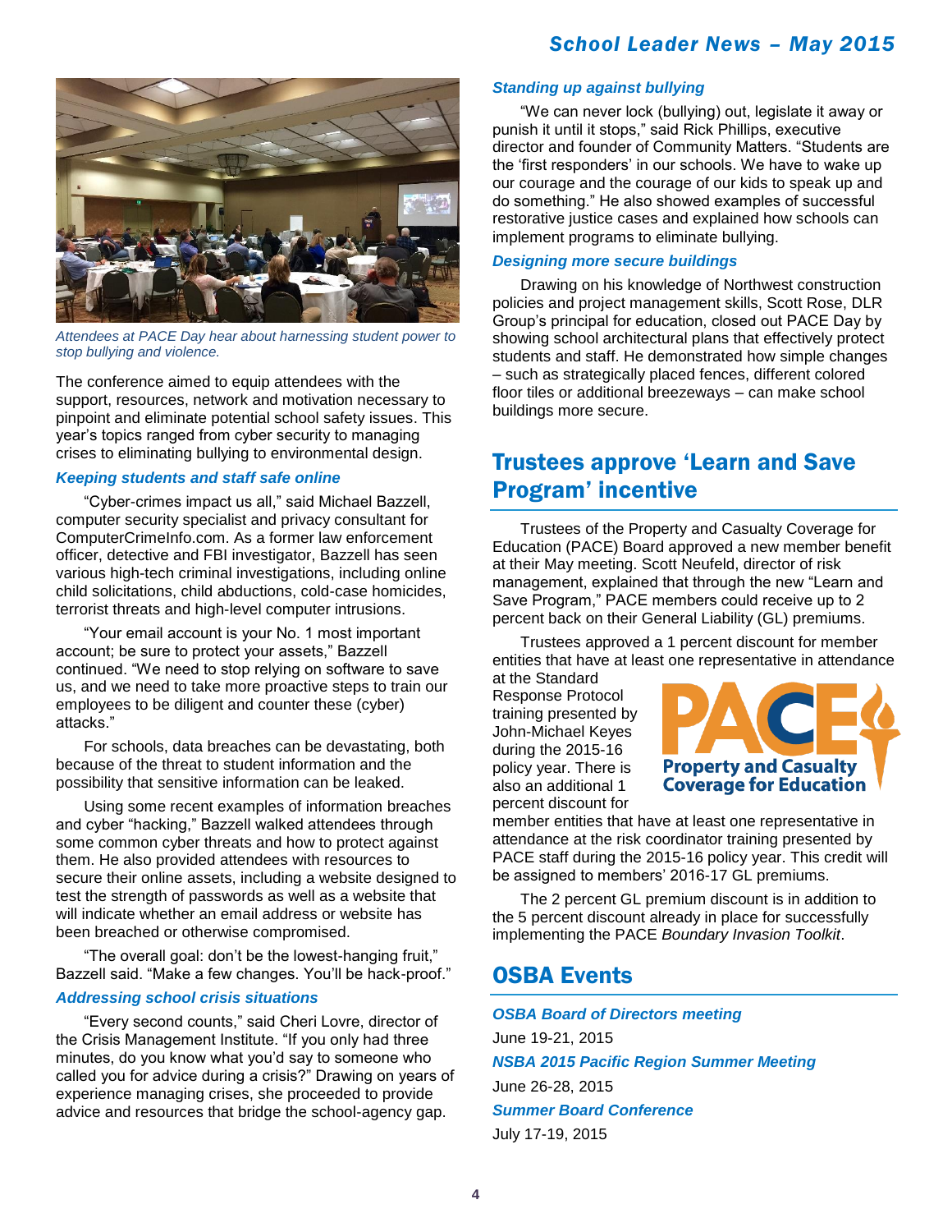*Attendees at PACE Day hear about harnessing student power to stop bullying and violence.*

The conference aimed to equip attendees with the support, resources, network and motivation necessary to pinpoint and eliminate potential school safety issues. This year's topics ranged from cyber security to managing crises to eliminating bullying to environmental design.

### *Keeping students and staff safe online*

"Cyber-crimes impact us all," said Michael Bazzell, computer security specialist and privacy consultant for ComputerCrimeInfo.com. As a former law enforcement officer, detective and FBI investigator, Bazzell has seen various high-tech criminal investigations, including online child solicitations, child abductions, cold-case homicides, terrorist threats and high-level computer intrusions.

"Your email account is your No. 1 most important account; be sure to protect your assets," Bazzell continued. "We need to stop relying on software to save us, and we need to take more proactive steps to train our employees to be diligent and counter these (cyber) attacks."

For schools, data breaches can be devastating, both because of the threat to student information and the possibility that sensitive information can be leaked.

Using some recent examples of information breaches and cyber "hacking," Bazzell walked attendees through some common cyber threats and how to protect against them. He also provided attendees with resources to secure their online assets, including a website designed to test the strength of passwords as well as a website that will indicate whether an email address or website has been breached or otherwise compromised.

"The overall goal: don't be the lowest-hanging fruit," Bazzell said. "Make a few changes. You'll be hack-proof."

### *Addressing school crisis situations*

"Every second counts," said Cheri Lovre, director of the Crisis Management Institute. "If you only had three minutes, do you know what you'd say to someone who called you for advice during a crisis?" Drawing on years of experience managing crises, she proceeded to provide advice and resources that bridge the school-agency gap.

### *Standing up against bullying*

"We can never lock (bullying) out, legislate it away or punish it until it stops," said Rick Phillips, executive director and founder of Community Matters. "Students are the 'first responders' in our schools. We have to wake up our courage and the courage of our kids to speak up and do something." He also showed examples of successful restorative justice cases and explained how schools can implement programs to eliminate bullying.

### *Designing more secure buildings*

Drawing on his knowledge of Northwest construction policies and project management skills, Scott Rose, DLR Group's principal for education, closed out PACE Day by showing school architectural plans that effectively protect students and staff. He demonstrated how simple changes – such as strategically placed fences, different colored floor tiles or additional breezeways – can make school buildings more secure.

## Trustees approve 'Learn and Save Program' incentive

Trustees of the Property and Casualty Coverage for Education (PACE) Board approved a new member benefit at their May meeting. Scott Neufeld, director of risk management, explained that through the new "Learn and Save Program," PACE members could receive up to 2 percent back on their General Liability (GL) premiums.

Trustees approved a 1 percent discount for member entities that have at least one representative in attendance at the Standard Response Protocol training presented by John-Michael Keyes during the 2015-16 policy year. There is also an additional 1 percent discount for member entities that have at least one representative in attendance at the risk coordinator training presented by PACE staff during the 2015-16 policy year. This credit will be assigned to members' 2016-17 GL premiums.

The 2 percent GL premium discount is in addition to the 5 percent discount already in place for successfully implementing the PACE *Boundary Invasion Toolkit*.

## OSBA Events

***OSBA Board of Directors meeting***
June 19-21, 2015

***NSBA 2015 Pacific Region Summer Meeting***
June 26-28, 2015

***Summer Board Conference***
July 17-19, 2015